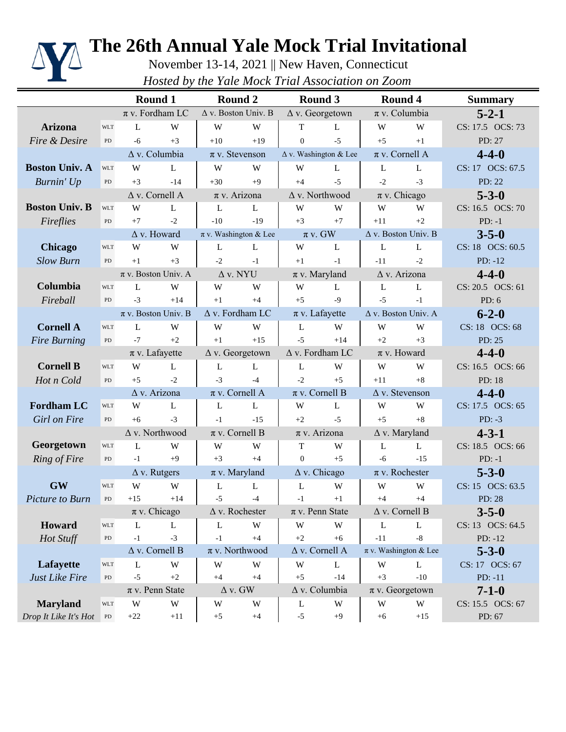# The 26th Annual Yale Mock Trial Invitational

November 13-14, 2021 || New Haven, Connecticut

*Hosted by the Yale Mock Trial Association on Zoom*

| Team | | Round 1 | | Round 2 | | Round 3 | | Round 4 | | Summary |
|---|---|---|---|---|---|---|---|---|---|---|
| | | π v. Fordham LC | | Δ v. Boston Univ. B | | Δ v. Georgetown | | π v. Columbia | | **5-2-1** |
| **Arizona** | WLT | L | W | W | W | T | L | W | W | CS: 17.5 OCS: 73 |
| *Fire & Desire* | PD | -6 | +3 | +10 | +19 | 0 | -5 | +5 | +1 | PD: 27 |
| | | Δ v. Columbia | | π v. Stevenson | | Δ v. Washington & Lee | | π v. Cornell A | | **4-4-0** |
| **Boston Univ. A** | WLT | W | L | W | W | W | L | L | L | CS: 17 OCS: 67.5 |
| *Burnin' Up* | PD | +3 | -14 | +30 | +9 | +4 | -5 | -2 | -3 | PD: 22 |
| | | Δ v. Cornell A | | π v. Arizona | | Δ v. Northwood | | π v. Chicago | | **5-3-0** |
| **Boston Univ. B** | WLT | W | L | L | L | W | W | W | W | CS: 16.5 OCS: 70 |
| *Fireflies* | PD | +7 | -2 | -10 | -19 | +3 | +7 | +11 | +2 | PD: -1 |
| | | Δ v. Howard | | π v. Washington & Lee | | π v. GW | | Δ v. Boston Univ. B | | **3-5-0** |
| **Chicago** | WLT | W | W | L | L | W | L | L | L | CS: 18 OCS: 60.5 |
| *Slow Burn* | PD | +1 | +3 | -2 | -1 | +1 | -1 | -11 | -2 | PD: -12 |
| | | π v. Boston Univ. A | | Δ v. NYU | | π v. Maryland | | Δ v. Arizona | | **4-4-0** |
| **Columbia** | WLT | L | W | W | W | W | L | L | L | CS: 20.5 OCS: 61 |
| *Fireball* | PD | -3 | +14 | +1 | +4 | +5 | -9 | -5 | -1 | PD: 6 |
| | | π v. Boston Univ. B | | Δ v. Fordham LC | | π v. Lafayette | | Δ v. Boston Univ. A | | **6-2-0** |
| **Cornell A** | WLT | L | W | W | W | L | W | W | W | CS: 18 OCS: 68 |
| *Fire Burning* | PD | -7 | +2 | +1 | +15 | -5 | +14 | +2 | +3 | PD: 25 |
| | | π v. Lafayette | | Δ v. Georgetown | | Δ v. Fordham LC | | π v. Howard | | **4-4-0** |
| **Cornell B** | WLT | W | L | L | L | L | W | W | W | CS: 16.5 OCS: 66 |
| *Hot n Cold* | PD | +5 | -2 | -3 | -4 | -2 | +5 | +11 | +8 | PD: 18 |
| | | Δ v. Arizona | | π v. Cornell A | | π v. Cornell B | | Δ v. Stevenson | | **4-4-0** |
| **Fordham LC** | WLT | W | L | L | L | W | L | W | W | CS: 17.5 OCS: 65 |
| *Girl on Fire* | PD | +6 | -3 | -1 | -15 | +2 | -5 | +5 | +8 | PD: -3 |
| | | Δ v. Northwood | | π v. Cornell B | | π v. Arizona | | Δ v. Maryland | | **4-3-1** |
| **Georgetown** | WLT | L | W | W | W | T | W | L | L | CS: 18.5 OCS: 66 |
| *Ring of Fire* | PD | -1 | +9 | +3 | +4 | 0 | +5 | -6 | -15 | PD: -1 |
| | | Δ v. Rutgers | | π v. Maryland | | Δ v. Chicago | | π v. Rochester | | **5-3-0** |
| **GW** | WLT | W | W | L | L | L | W | W | W | CS: 15 OCS: 63.5 |
| *Picture to Burn* | PD | +15 | +14 | -5 | -4 | -1 | +1 | +4 | +4 | PD: 28 |
| | | π v. Chicago | | Δ v. Rochester | | π v. Penn State | | Δ v. Cornell B | | **3-5-0** |
| **Howard** | WLT | L | L | L | W | W | W | L | L | CS: 13 OCS: 64.5 |
| *Hot Stuff* | PD | -1 | -3 | -1 | +4 | +2 | +6 | -11 | -8 | PD: -12 |
| | | Δ v. Cornell B | | π v. Northwood | | Δ v. Cornell A | | π v. Washington & Lee | | **5-3-0** |
| **Lafayette** | WLT | L | W | W | W | W | L | W | L | CS: 17 OCS: 67 |
| *Just Like Fire* | PD | -5 | +2 | +4 | +4 | +5 | -14 | +3 | -10 | PD: -11 |
| | | π v. Penn State | | Δ v. GW | | Δ v. Columbia | | π v. Georgetown | | **7-1-0** |
| **Maryland** | WLT | W | W | W | W | L | W | W | W | CS: 15.5 OCS: 67 |
| *Drop It Like It's Hot* | PD | +22 | +11 | +5 | +4 | -5 | +9 | +6 | +15 | PD: 67 |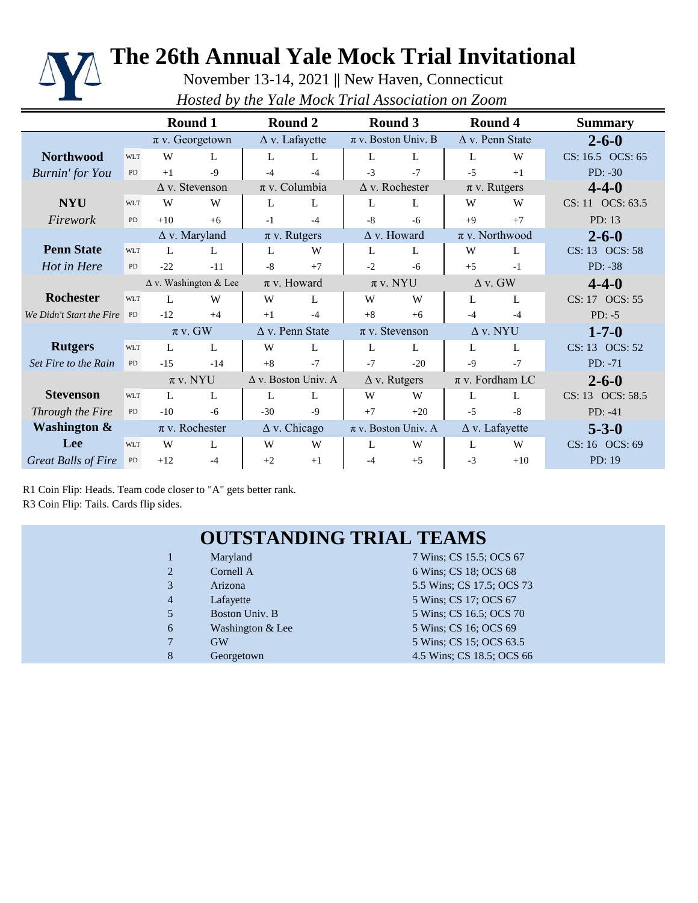# The 26th Annual Yale Mock Trial Invitational

November 13-14, 2021 || New Haven, Connecticut

*Hosted by the Yale Mock Trial Association on Zoom*

| | | Round 1 | | Round 2 | | Round 3 | | Round 4 | | Summary |
|---|---|---|---|---|---|---|---|---|---|---|
| | | π v. Georgetown | | Δ v. Lafayette | | π v. Boston Univ. B | | Δ v. Penn State | | **2-6-0** |
| **Northwood** | WLT | W | L | L | L | L | L | L | W | CS: 16.5 OCS: 65 |
| *Burnin' for You* | PD | +1 | -9 | -4 | -4 | -3 | -7 | -5 | +1 | PD: -30 |
| | | Δ v. Stevenson | | π v. Columbia | | Δ v. Rochester | | π v. Rutgers | | **4-4-0** |
| **NYU** | WLT | W | W | L | L | L | L | W | W | CS: 11 OCS: 63.5 |
| *Firework* | PD | +10 | +6 | -1 | -4 | -8 | -6 | +9 | +7 | PD: 13 |
| | | Δ v. Maryland | | π v. Rutgers | | Δ v. Howard | | π v. Northwood | | **2-6-0** |
| **Penn State** | WLT | L | L | L | W | L | L | W | L | CS: 13 OCS: 58 |
| *Hot in Here* | PD | -22 | -11 | -8 | +7 | -2 | -6 | +5 | -1 | PD: -38 |
| | | Δ v. Washington & Lee | | π v. Howard | | π v. NYU | | Δ v. GW | | **4-4-0** |
| **Rochester** | WLT | L | W | W | L | W | W | L | L | CS: 17 OCS: 55 |
| *We Didn't Start the Fire* | PD | -12 | +4 | +1 | -4 | +8 | +6 | -4 | -4 | PD: -5 |
| | | π v. GW | | Δ v. Penn State | | π v. Stevenson | | Δ v. NYU | | **1-7-0** |
| **Rutgers** | WLT | L | L | W | L | L | L | L | L | CS: 13 OCS: 52 |
| *Set Fire to the Rain* | PD | -15 | -14 | +8 | -7 | -7 | -20 | -9 | -7 | PD: -71 |
| | | π v. NYU | | Δ v. Boston Univ. A | | Δ v. Rutgers | | π v. Fordham LC | | **2-6-0** |
| **Stevenson** | WLT | L | L | L | L | W | W | L | L | CS: 13 OCS: 58.5 |
| *Through the Fire* | PD | -10 | -6 | -30 | -9 | +7 | +20 | -5 | -8 | PD: -41 |
| | | π v. Rochester | | Δ v. Chicago | | π v. Boston Univ. A | | Δ v. Lafayette | | **5-3-0** |
| **Washington & Lee** | WLT | W | L | W | W | L | W | L | W | CS: 16 OCS: 69 |
| *Great Balls of Fire* | PD | +12 | -4 | +2 | +1 | -4 | +5 | -3 | +10 | PD: 19 |

R1 Coin Flip: Heads. Team code closer to "A" gets better rank.

R3 Coin Flip: Tails. Cards flip sides.

## OUTSTANDING TRIAL TEAMS

| | | |
|---|---|---|
| 1 | Maryland | 7 Wins; CS 15.5; OCS 67 |
| 2 | Cornell A | 6 Wins; CS 18; OCS 68 |
| 3 | Arizona | 5.5 Wins; CS 17.5; OCS 73 |
| 4 | Lafayette | 5 Wins; CS 17; OCS 67 |
| 5 | Boston Univ. B | 5 Wins; CS 16.5; OCS 70 |
| 6 | Washington & Lee | 5 Wins; CS 16; OCS 69 |
| 7 | GW | 5 Wins; CS 15; OCS 63.5 |
| 8 | Georgetown | 4.5 Wins; CS 18.5; OCS 66 |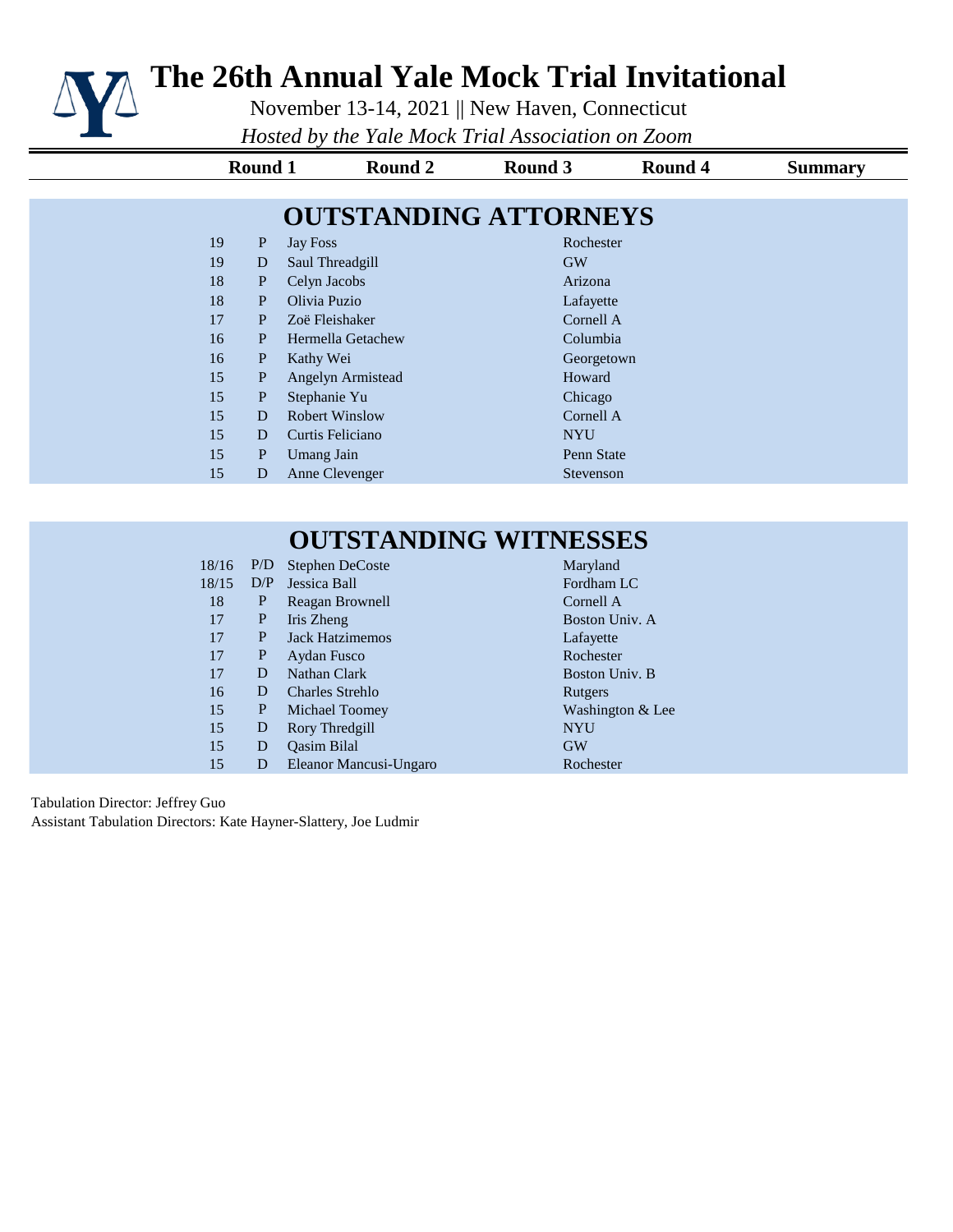# The 26th Annual Yale Mock Trial Invitational

November 13-14, 2021 || New Haven, Connecticut

*Hosted by the Yale Mock Trial Association on Zoom*

**Round 1** | **Round 2** | **Round 3** | **Round 4** | **Summary**

## OUTSTANDING ATTORNEYS

| | | | |
|---|---|---|---|
| 19 | P | Jay Foss | Rochester |
| 19 | D | Saul Threadgill | GW |
| 18 | P | Celyn Jacobs | Arizona |
| 18 | P | Olivia Puzio | Lafayette |
| 17 | P | Zoë Fleishaker | Cornell A |
| 16 | P | Hermella Getachew | Columbia |
| 16 | P | Kathy Wei | Georgetown |
| 15 | P | Angelyn Armistead | Howard |
| 15 | P | Stephanie Yu | Chicago |
| 15 | D | Robert Winslow | Cornell A |
| 15 | D | Curtis Feliciano | NYU |
| 15 | P | Umang Jain | Penn State |
| 15 | D | Anne Clevenger | Stevenson |

## OUTSTANDING WITNESSES

| | | | |
|---|---|---|---|
| 18/16 | P/D | Stephen DeCoste | Maryland |
| 18/15 | D/P | Jessica Ball | Fordham LC |
| 18 | P | Reagan Brownell | Cornell A |
| 17 | P | Iris Zheng | Boston Univ. A |
| 17 | P | Jack Hatzimemos | Lafayette |
| 17 | P | Aydan Fusco | Rochester |
| 17 | D | Nathan Clark | Boston Univ. B |
| 16 | D | Charles Strehlo | Rutgers |
| 15 | P | Michael Toomey | Washington & Lee |
| 15 | D | Rory Thredgill | NYU |
| 15 | D | Qasim Bilal | GW |
| 15 | D | Eleanor Mancusi-Ungaro | Rochester |

Tabulation Director: Jeffrey Guo

Assistant Tabulation Directors: Kate Hayner-Slattery, Joe Ludmir